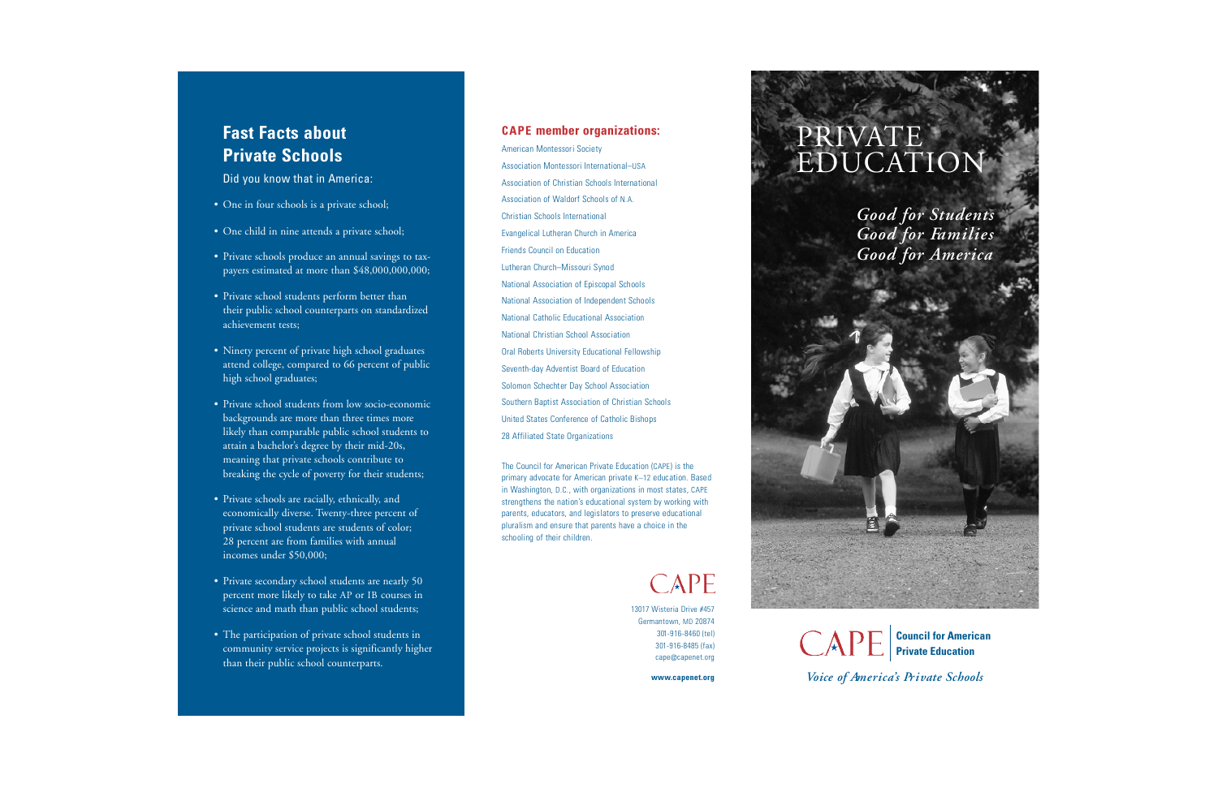## Fast Facts about Private Schools

Did you know that in America:

- One in four schools is a private school;
- One child in nine attends a private school;
- Private schools produce an annual savings to taxpayers estimated at more than $48,000,000,000;
- Private school students perform better than their public school counterparts on standardized achievement tests;
- Ninety percent of private high school graduates attend college, compared to 66 percent of public high school graduates;
- Private school students from low socio-economic backgrounds are more than three times more likely than comparable public school students to attain a bachelor's degree by their mid-20s, meaning that private schools contribute to breaking the cycle of poverty for their students;
- Private schools are racially, ethnically, and economically diverse. Twenty-three percent of private school students are students of color; 28 percent are from families with annual incomes under $50,000;
- Private secondary school students are nearly 50 percent more likely to take AP or IB courses in science and math than public school students;
- The participation of private school students in community service projects is significantly higher than their public school counterparts.

## CAPE member organizations:

American Montessori Society
Association Montessori International–USA
Association of Christian Schools International
Association of Waldorf Schools of N.A.
Christian Schools International
Evangelical Lutheran Church in America
Friends Council on Education
Lutheran Church–Missouri Synod
National Association of Episcopal Schools
National Association of Independent Schools
National Catholic Educational Association
National Christian School Association
Oral Roberts University Educational Fellowship
Seventh-day Adventist Board of Education
Solomon Schechter Day School Association
Southern Baptist Association of Christian Schools
United States Conference of Catholic Bishops
28 Affiliated State Organizations

The Council for American Private Education (CAPE) is the primary advocate for American private K–12 education. Based in Washington, D.C., with organizations in most states, CAPE strengthens the nation's educational system by working with parents, educators, and legislators to preserve educational pluralism and ensure that parents have a choice in the schooling of their children.

CAPE

13017 Wisteria Drive #457
Germantown, MD 20874
301-916-8460 (tel)
301-916-8485 (fax)
cape@capenet.org

**www.capenet.org**

# PRIVATE EDUCATION

***Good for Students***
***Good for Families***
***Good for America***

CAPE | **Council for American Private Education**

*Voice of America's Private Schools*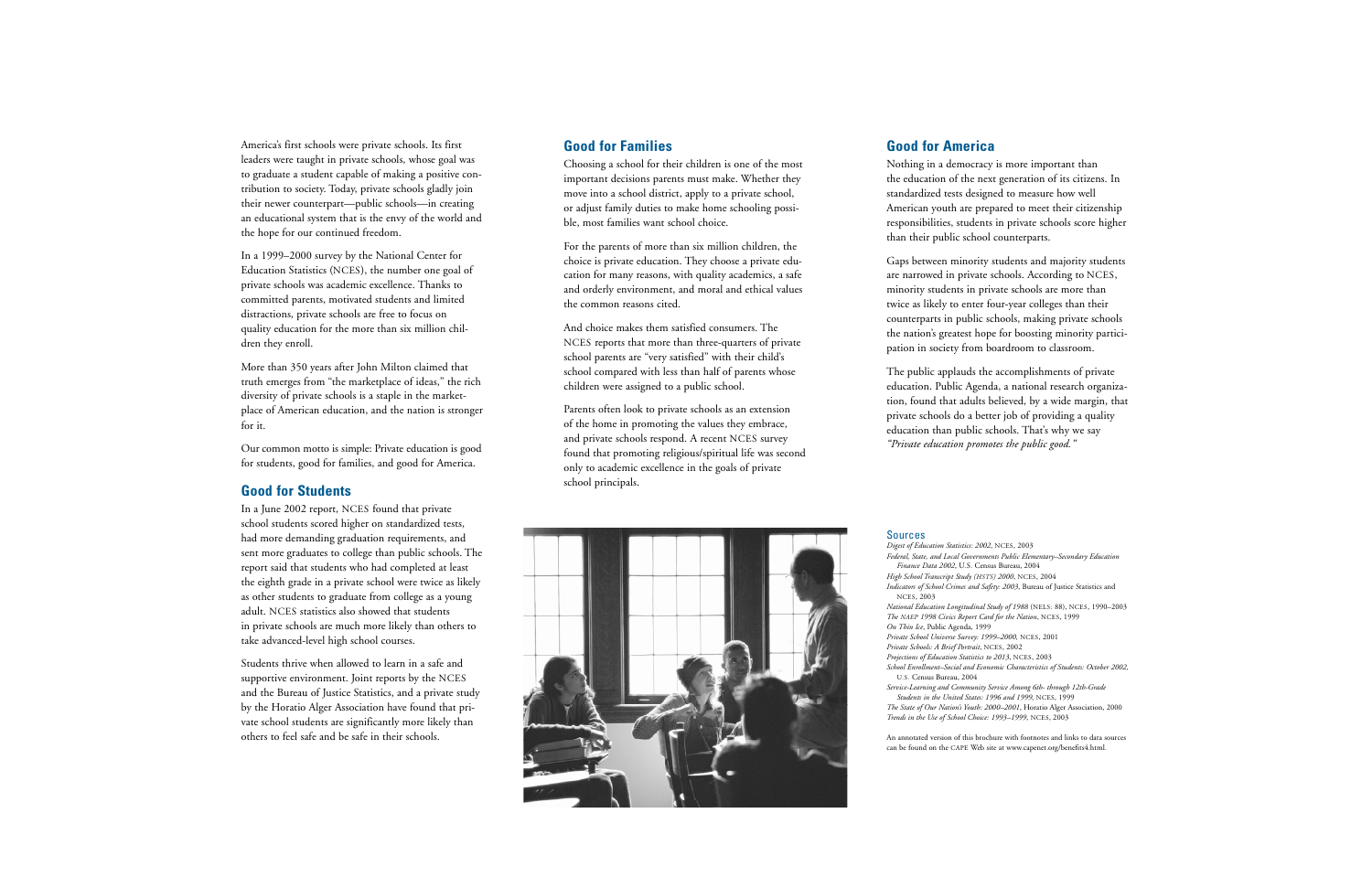America's first schools were private schools. Its first leaders were taught in private schools, whose goal was to graduate a student capable of making a positive contribution to society. Today, private schools gladly join their newer counterpart—public schools—in creating an educational system that is the envy of the world and the hope for our continued freedom.

In a 1999–2000 survey by the National Center for Education Statistics (NCES), the number one goal of private schools was academic excellence. Thanks to committed parents, motivated students and limited distractions, private schools are free to focus on quality education for the more than six million children they enroll.

More than 350 years after John Milton claimed that truth emerges from "the marketplace of ideas," the rich diversity of private schools is a staple in the marketplace of American education, and the nation is stronger for it.

Our common motto is simple: Private education is good for students, good for families, and good for America.

## Good for Students

In a June 2002 report, NCES found that private school students scored higher on standardized tests, had more demanding graduation requirements, and sent more graduates to college than public schools. The report said that students who had completed at least the eighth grade in a private school were twice as likely as other students to graduate from college as a young adult. NCES statistics also showed that students in private schools are much more likely than others to take advanced-level high school courses.

Students thrive when allowed to learn in a safe and supportive environment. Joint reports by the NCES and the Bureau of Justice Statistics, and a private study by the Horatio Alger Association have found that private school students are significantly more likely than others to feel safe and be safe in their schools.

## Good for Families

Choosing a school for their children is one of the most important decisions parents must make. Whether they move into a school district, apply to a private school, or adjust family duties to make home schooling possible, most families want school choice.

For the parents of more than six million children, the choice is private education. They choose a private education for many reasons, with quality academics, a safe and orderly environment, and moral and ethical values the common reasons cited.

And choice makes them satisfied consumers. The NCES reports that more than three-quarters of private school parents are "very satisfied" with their child's school compared with less than half of parents whose children were assigned to a public school.

Parents often look to private schools as an extension of the home in promoting the values they embrace, and private schools respond. A recent NCES survey found that promoting religious/spiritual life was second only to academic excellence in the goals of private school principals.

## Good for America

Nothing in a democracy is more important than the education of the next generation of its citizens. In standardized tests designed to measure how well American youth are prepared to meet their citizenship responsibilities, students in private schools score higher than their public school counterparts.

Gaps between minority students and majority students are narrowed in private schools. According to NCES, minority students in private schools are more than twice as likely to enter four-year colleges than their counterparts in public schools, making private schools the nation's greatest hope for boosting minority participation in society from boardroom to classroom.

The public applauds the accomplishments of private education. Public Agenda, a national research organization, found that adults believed, by a wide margin, that private schools do a better job of providing a quality education than public schools. That's why we say *"Private education promotes the public good."*

### Sources

*Digest of Education Statistics: 2002*, NCES, 2003
*Federal, State, and Local Governments Public Elementary–Secondary Education Finance Data 2002*, U.S. Census Bureau, 2004
*High School Transcript Study (HSTS) 2000*, NCES, 2004
*Indicators of School Crimes and Safety: 2003*, Bureau of Justice Statistics and NCES, 2003
*National Education Longitudinal Study of 1988* (NELS: 88), NCES, 1990–2003
*The NAEP 1998 Civics Report Card for the Nation*, NCES, 1999
*On Thin Ice*, Public Agenda, 1999
*Private School Universe Survey: 1999–2000*, NCES, 2001
*Private Schools: A Brief Portrait*, NCES, 2002
*Projections of Education Statistics to 2013*, NCES, 2003
*School Enrollment–Social and Economic Characteristics of Students: October 2002*, U.S. Census Bureau, 2004
*Service-Learning and Community Service Among 6th- through 12th-Grade Students in the United States: 1996 and 1999*, NCES, 1999
*The State of Our Nation's Youth: 2000–2001*, Horatio Alger Association, 2000
*Trends in the Use of School Choice: 1993–1999*, NCES, 2003

An annotated version of this brochure with footnotes and links to data sources can be found on the CAPE Web site at www.capenet.org/benefits4.html.